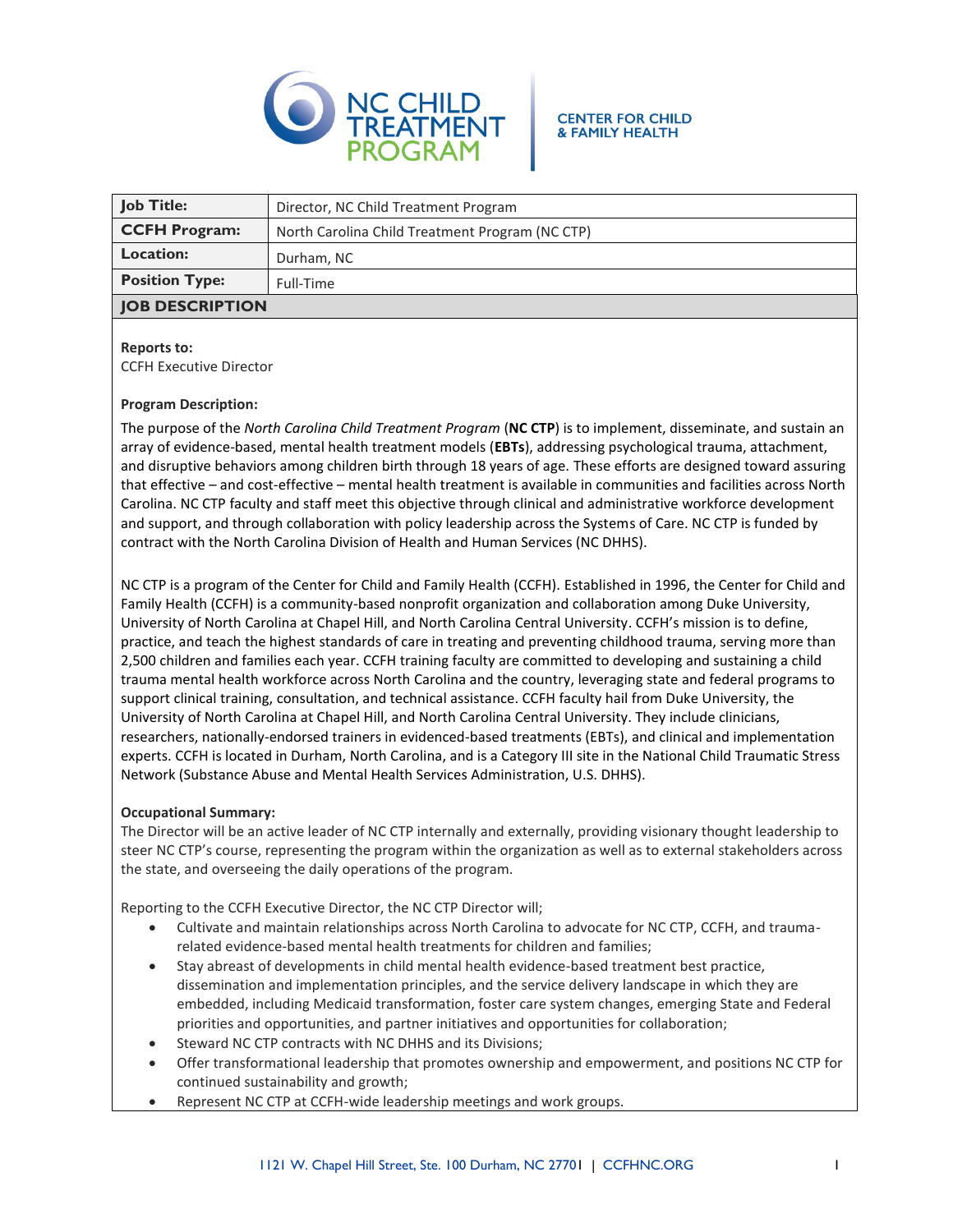NC CHILD TREATMENT PROGRAM

CENTER FOR CHILD & FAMILY HEALTH

| **Job Title:** | Director, NC Child Treatment Program |
| --- | --- |
| **CCFH Program:** | North Carolina Child Treatment Program (NC CTP) |
| **Location:** | Durham, NC |
| **Position Type:** | Full-Time |

## JOB DESCRIPTION

**Reports to:**
CCFH Executive Director

**Program Description:**
The purpose of the *North Carolina Child Treatment Program* (**NC CTP**) is to implement, disseminate, and sustain an array of evidence-based, mental health treatment models (**EBTs**), addressing psychological trauma, attachment, and disruptive behaviors among children birth through 18 years of age. These efforts are designed toward assuring that effective – and cost-effective – mental health treatment is available in communities and facilities across North Carolina. NC CTP faculty and staff meet this objective through clinical and administrative workforce development and support, and through collaboration with policy leadership across the Systems of Care. NC CTP is funded by contract with the North Carolina Division of Health and Human Services (NC DHHS).

NC CTP is a program of the Center for Child and Family Health (CCFH). Established in 1996, the Center for Child and Family Health (CCFH) is a community-based nonprofit organization and collaboration among Duke University, University of North Carolina at Chapel Hill, and North Carolina Central University. CCFH's mission is to define, practice, and teach the highest standards of care in treating and preventing childhood trauma, serving more than 2,500 children and families each year. CCFH training faculty are committed to developing and sustaining a child trauma mental health workforce across North Carolina and the country, leveraging state and federal programs to support clinical training, consultation, and technical assistance. CCFH faculty hail from Duke University, the University of North Carolina at Chapel Hill, and North Carolina Central University. They include clinicians, researchers, nationally-endorsed trainers in evidenced-based treatments (EBTs), and clinical and implementation experts. CCFH is located in Durham, North Carolina, and is a Category III site in the National Child Traumatic Stress Network (Substance Abuse and Mental Health Services Administration, U.S. DHHS).

**Occupational Summary:**
The Director will be an active leader of NC CTP internally and externally, providing visionary thought leadership to steer NC CTP's course, representing the program within the organization as well as to external stakeholders across the state, and overseeing the daily operations of the program.

Reporting to the CCFH Executive Director, the NC CTP Director will;

- Cultivate and maintain relationships across North Carolina to advocate for NC CTP, CCFH, and trauma-related evidence-based mental health treatments for children and families;
- Stay abreast of developments in child mental health evidence-based treatment best practice, dissemination and implementation principles, and the service delivery landscape in which they are embedded, including Medicaid transformation, foster care system changes, emerging State and Federal priorities and opportunities, and partner initiatives and opportunities for collaboration;
- Steward NC CTP contracts with NC DHHS and its Divisions;
- Offer transformational leadership that promotes ownership and empowerment, and positions NC CTP for continued sustainability and growth;
- Represent NC CTP at CCFH-wide leadership meetings and work groups.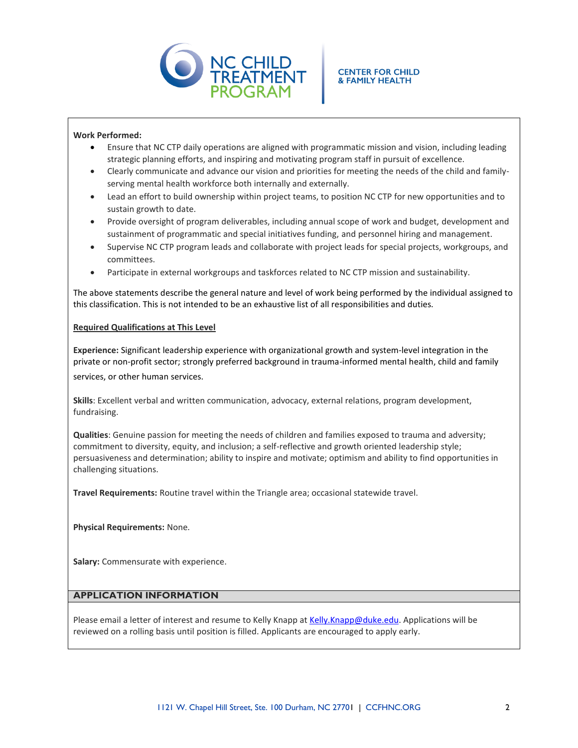**Work Performed:**

- Ensure that NC CTP daily operations are aligned with programmatic mission and vision, including leading strategic planning efforts, and inspiring and motivating program staff in pursuit of excellence.
- Clearly communicate and advance our vision and priorities for meeting the needs of the child and family-serving mental health workforce both internally and externally.
- Lead an effort to build ownership within project teams, to position NC CTP for new opportunities and to sustain growth to date.
- Provide oversight of program deliverables, including annual scope of work and budget, development and sustainment of programmatic and special initiatives funding, and personnel hiring and management.
- Supervise NC CTP program leads and collaborate with project leads for special projects, workgroups, and committees.
- Participate in external workgroups and taskforces related to NC CTP mission and sustainability.

The above statements describe the general nature and level of work being performed by the individual assigned to this classification. This is not intended to be an exhaustive list of all responsibilities and duties.

**Required Qualifications at This Level**

**Experience:** Significant leadership experience with organizational growth and system-level integration in the private or non-profit sector; strongly preferred background in trauma-informed mental health, child and family services, or other human services.

**Skills**: Excellent verbal and written communication, advocacy, external relations, program development, fundraising.

**Qualities**: Genuine passion for meeting the needs of children and families exposed to trauma and adversity; commitment to diversity, equity, and inclusion; a self-reflective and growth oriented leadership style; persuasiveness and determination; ability to inspire and motivate; optimism and ability to find opportunities in challenging situations.

**Travel Requirements:** Routine travel within the Triangle area; occasional statewide travel.

**Physical Requirements:** None.

**Salary:** Commensurate with experience.

## APPLICATION INFORMATION

Please email a letter of interest and resume to Kelly Knapp at Kelly.Knapp@duke.edu. Applications will be reviewed on a rolling basis until position is filled. Applicants are encouraged to apply early.